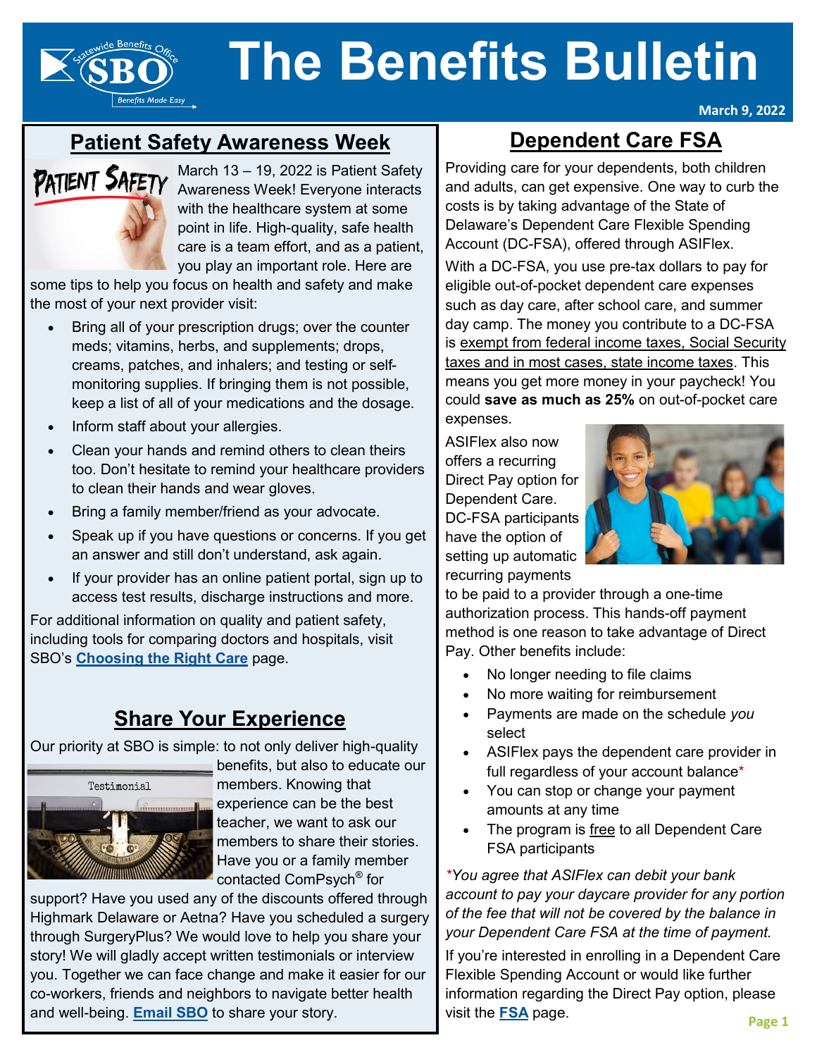# The Benefits Bulletin

March 9, 2022

## Patient Safety Awareness Week

March 13 – 19, 2022 is Patient Safety Awareness Week! Everyone interacts with the healthcare system at some point in life. High-quality, safe health care is a team effort, and as a patient, you play an important role. Here are some tips to help you focus on health and safety and make the most of your next provider visit:

- Bring all of your prescription drugs; over the counter meds; vitamins, herbs, and supplements; drops, creams, patches, and inhalers; and testing or self-monitoring supplies. If bringing them is not possible, keep a list of all of your medications and the dosage.
- Inform staff about your allergies.
- Clean your hands and remind others to clean theirs too. Don't hesitate to remind your healthcare providers to clean their hands and wear gloves.
- Bring a family member/friend as your advocate.
- Speak up if you have questions or concerns. If you get an answer and still don't understand, ask again.
- If your provider has an online patient portal, sign up to access test results, discharge instructions and more.

For additional information on quality and patient safety, including tools for comparing doctors and hospitals, visit SBO's **Choosing the Right Care** page.

## Share Your Experience

Our priority at SBO is simple: to not only deliver high-quality benefits, but also to educate our members. Knowing that experience can be the best teacher, we want to ask our members to share their stories. Have you or a family member contacted ComPsych® for support? Have you used any of the discounts offered through Highmark Delaware or Aetna? Have you scheduled a surgery through SurgeryPlus? We would love to help you share your story! We will gladly accept written testimonials or interview you. Together we can face change and make it easier for our co-workers, friends and neighbors to navigate better health and well-being. **Email SBO** to share your story.

## Dependent Care FSA

Providing care for your dependents, both children and adults, can get expensive. One way to curb the costs is by taking advantage of the State of Delaware's Dependent Care Flexible Spending Account (DC-FSA), offered through ASIFlex.

With a DC-FSA, you use pre-tax dollars to pay for eligible out-of-pocket dependent care expenses such as day care, after school care, and summer day camp. The money you contribute to a DC-FSA is exempt from federal income taxes, Social Security taxes and in most cases, state income taxes. This means you get more money in your paycheck! You could **save as much as 25%** on out-of-pocket care expenses.

ASIFlex also now offers a recurring Direct Pay option for Dependent Care. DC-FSA participants have the option of setting up automatic recurring payments to be paid to a provider through a one-time authorization process. This hands-off payment method is one reason to take advantage of Direct Pay. Other benefits include:

- No longer needing to file claims
- No more waiting for reimbursement
- Payments are made on the schedule *you* select
- ASIFlex pays the dependent care provider in full regardless of your account balance*
- You can stop or change your payment amounts at any time
- The program is free to all Dependent Care FSA participants

*\*You agree that ASIFlex can debit your bank account to pay your daycare provider for any portion of the fee that will not be covered by the balance in your Dependent Care FSA at the time of payment.*

If you're interested in enrolling in a Dependent Care Flexible Spending Account or would like further information regarding the Direct Pay option, please visit the **FSA** page.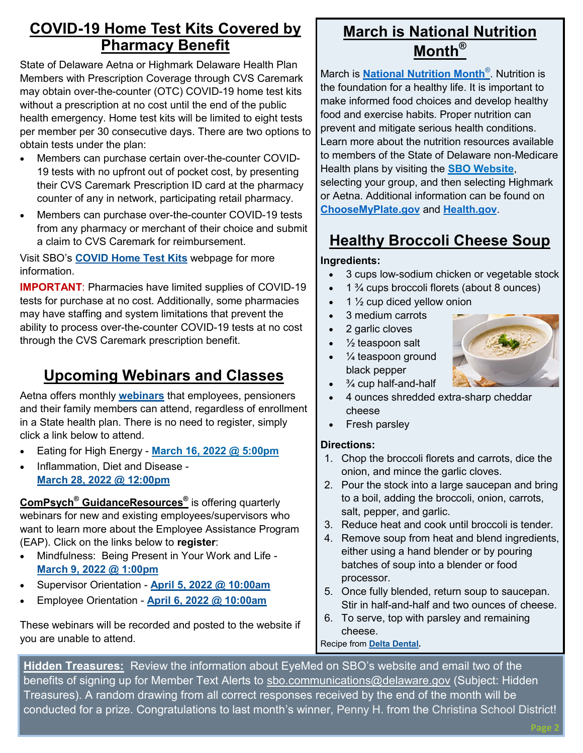## COVID-19 Home Test Kits Covered by Pharmacy Benefit

State of Delaware Aetna or Highmark Delaware Health Plan Members with Prescription Coverage through CVS Caremark may obtain over-the-counter (OTC) COVID-19 home test kits without a prescription at no cost until the end of the public health emergency. Home test kits will be limited to eight tests per member per 30 consecutive days. There are two options to obtain tests under the plan:

- Members can purchase certain over-the-counter COVID-19 tests with no upfront out of pocket cost, by presenting their CVS Caremark Prescription ID card at the pharmacy counter of any in network, participating retail pharmacy.
- Members can purchase over-the-counter COVID-19 tests from any pharmacy or merchant of their choice and submit a claim to CVS Caremark for reimbursement.

Visit SBO's **COVID Home Test Kits** webpage for more information.

**IMPORTANT**: Pharmacies have limited supplies of COVID-19 tests for purchase at no cost. Additionally, some pharmacies may have staffing and system limitations that prevent the ability to process over-the-counter COVID-19 tests at no cost through the CVS Caremark prescription benefit.

## Upcoming Webinars and Classes

Aetna offers monthly **webinars** that employees, pensioners and their family members can attend, regardless of enrollment in a State health plan. There is no need to register, simply click a link below to attend.

- Eating for High Energy - **March 16, 2022 @ 5:00pm**
- Inflammation, Diet and Disease - **March 28, 2022 @ 12:00pm**

**ComPsych® GuidanceResources®** is offering quarterly webinars for new and existing employees/supervisors who want to learn more about the Employee Assistance Program (EAP). Click on the links below to **register**:

- Mindfulness: Being Present in Your Work and Life - **March 9, 2022 @ 1:00pm**
- Supervisor Orientation - **April 5, 2022 @ 10:00am**
- Employee Orientation - **April 6, 2022 @ 10:00am**

These webinars will be recorded and posted to the website if you are unable to attend.

## March is National Nutrition Month®

March is **National Nutrition Month®**. Nutrition is the foundation for a healthy life. It is important to make informed food choices and develop healthy food and exercise habits. Proper nutrition can prevent and mitigate serious health conditions. Learn more about the nutrition resources available to members of the State of Delaware non-Medicare Health plans by visiting the **SBO Website**, selecting your group, and then selecting Highmark or Aetna. Additional information can be found on **ChooseMyPlate.gov** and **Health.gov**.

## Healthy Broccoli Cheese Soup

**Ingredients:**

- 3 cups low-sodium chicken or vegetable stock
- 1 ¾ cups broccoli florets (about 8 ounces)
- 1 ½ cup diced yellow onion
- 3 medium carrots
- 2 garlic cloves
- ½ teaspoon salt
- ¼ teaspoon ground black pepper
- ¾ cup half-and-half
- 4 ounces shredded extra-sharp cheddar cheese
- Fresh parsley

**Directions:**

1. Chop the broccoli florets and carrots, dice the onion, and mince the garlic cloves.
2. Pour the stock into a large saucepan and bring to a boil, adding the broccoli, onion, carrots, salt, pepper, and garlic.
3. Reduce heat and cook until broccoli is tender.
4. Remove soup from heat and blend ingredients, either using a hand blender or by pouring batches of soup into a blender or food processor.
5. Once fully blended, return soup to saucepan. Stir in half-and-half and two ounces of cheese.
6. To serve, top with parsley and remaining cheese.

Recipe from **Delta Dental**.

**Hidden Treasures:** Review the information about EyeMed on SBO's website and email two of the benefits of signing up for Member Text Alerts to sbo.communications@delaware.gov (Subject: Hidden Treasures). A random drawing from all correct responses received by the end of the month will be conducted for a prize. Congratulations to last month's winner, Penny H. from the Christina School District!